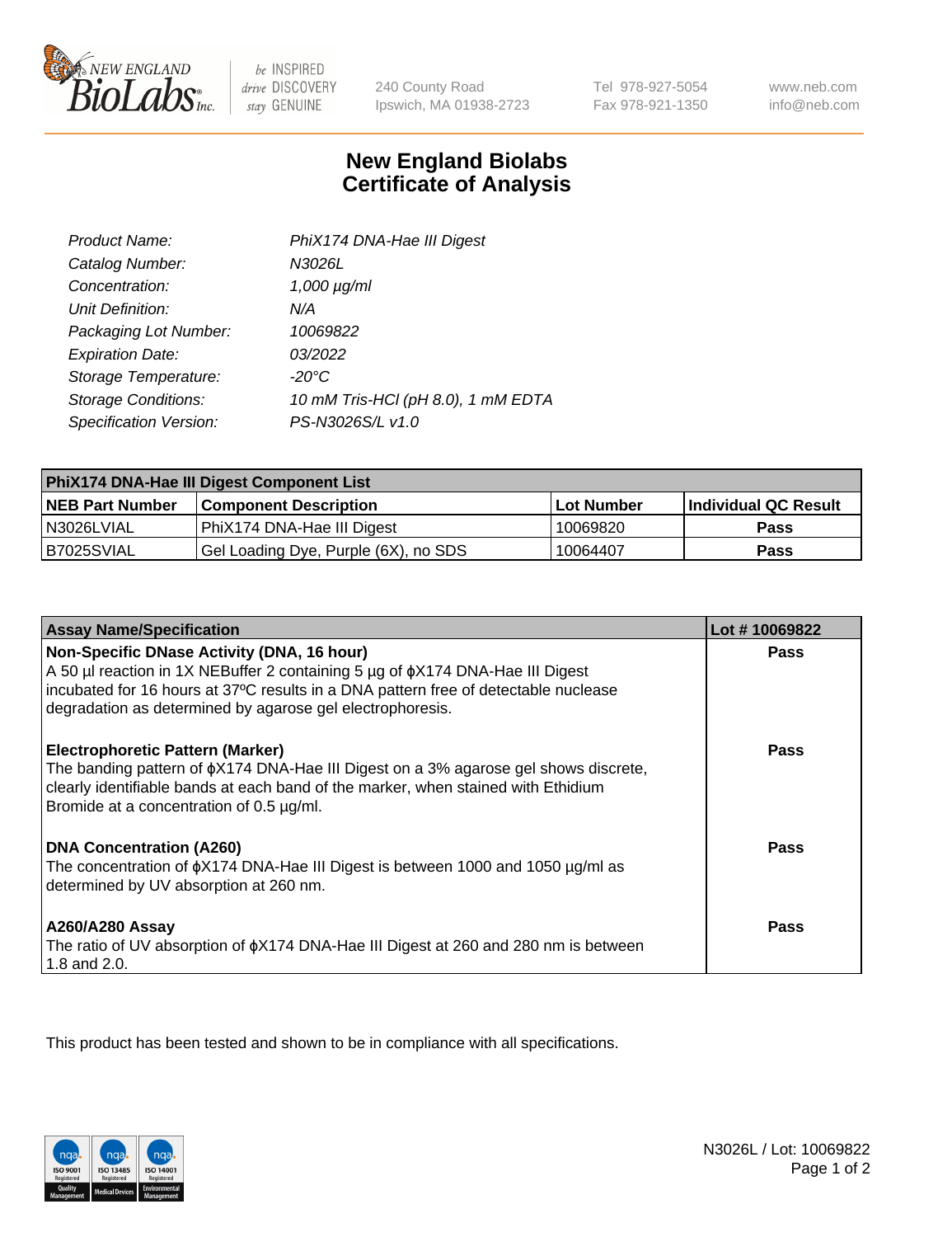New England Biolabs
240 County Road
Ipswich, MA 01938-2723
Tel 978-927-5054
Fax 978-921-1350
www.neb.com
info@neb.com

# New England Biolabs Certificate of Analysis

| | |
|---|---|
| *Product Name:* | *PhiX174 DNA-Hae III Digest* |
| *Catalog Number:* | *N3026L* |
| *Concentration:* | *1,000 µg/ml* |
| *Unit Definition:* | *N/A* |
| *Packaging Lot Number:* | *10069822* |
| *Expiration Date:* | *03/2022* |
| *Storage Temperature:* | *-20°C* |
| *Storage Conditions:* | *10 mM Tris-HCl (pH 8.0), 1 mM EDTA* |
| *Specification Version:* | *PS-N3026S/L v1.0* |

| PhiX174 DNA-Hae III Digest Component List | | | |
|---|---|---|---|
| **NEB Part Number** | **Component Description** | **Lot Number** | **Individual QC Result** |
| N3026LVIAL | PhiX174 DNA-Hae III Digest | 10069820 | **Pass** |
| B7025SVIAL | Gel Loading Dye, Purple (6X), no SDS | 10064407 | **Pass** |

| Assay Name/Specification | Lot # 10069822 |
|---|---|
| **Non-Specific DNase Activity (DNA, 16 hour)** A 50 µl reaction in 1X NEBuffer 2 containing 5 µg of ϕX174 DNA-Hae III Digest incubated for 16 hours at 37ºC results in a DNA pattern free of detectable nuclease degradation as determined by agarose gel electrophoresis. | **Pass** |
| **Electrophoretic Pattern (Marker)** The banding pattern of ϕX174 DNA-Hae III Digest on a 3% agarose gel shows discrete, clearly identifiable bands at each band of the marker, when stained with Ethidium Bromide at a concentration of 0.5 µg/ml. | **Pass** |
| **DNA Concentration (A260)** The concentration of ϕX174 DNA-Hae III Digest is between 1000 and 1050 µg/ml as determined by UV absorption at 260 nm. | **Pass** |
| **A260/A280 Assay** The ratio of UV absorption of ϕX174 DNA-Hae III Digest at 260 and 280 nm is between 1.8 and 2.0. | **Pass** |

This product has been tested and shown to be in compliance with all specifications.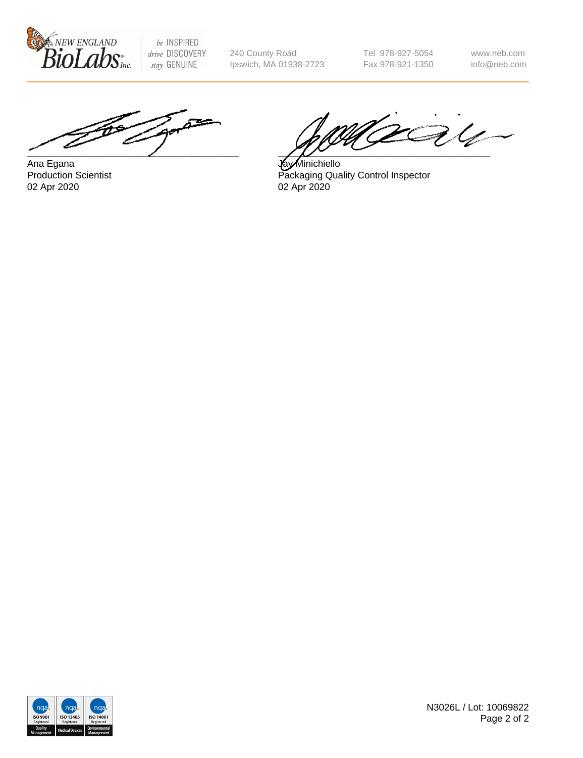240 County Road
Ipswich, MA 01938-2723

Tel 978-927-5054
Fax 978-921-1350

www.neb.com
info@neb.com

Ana Egana
Production Scientist
02 Apr 2020

Jay Minichiello
Packaging Quality Control Inspector
02 Apr 2020

N3026L / Lot: 10069822